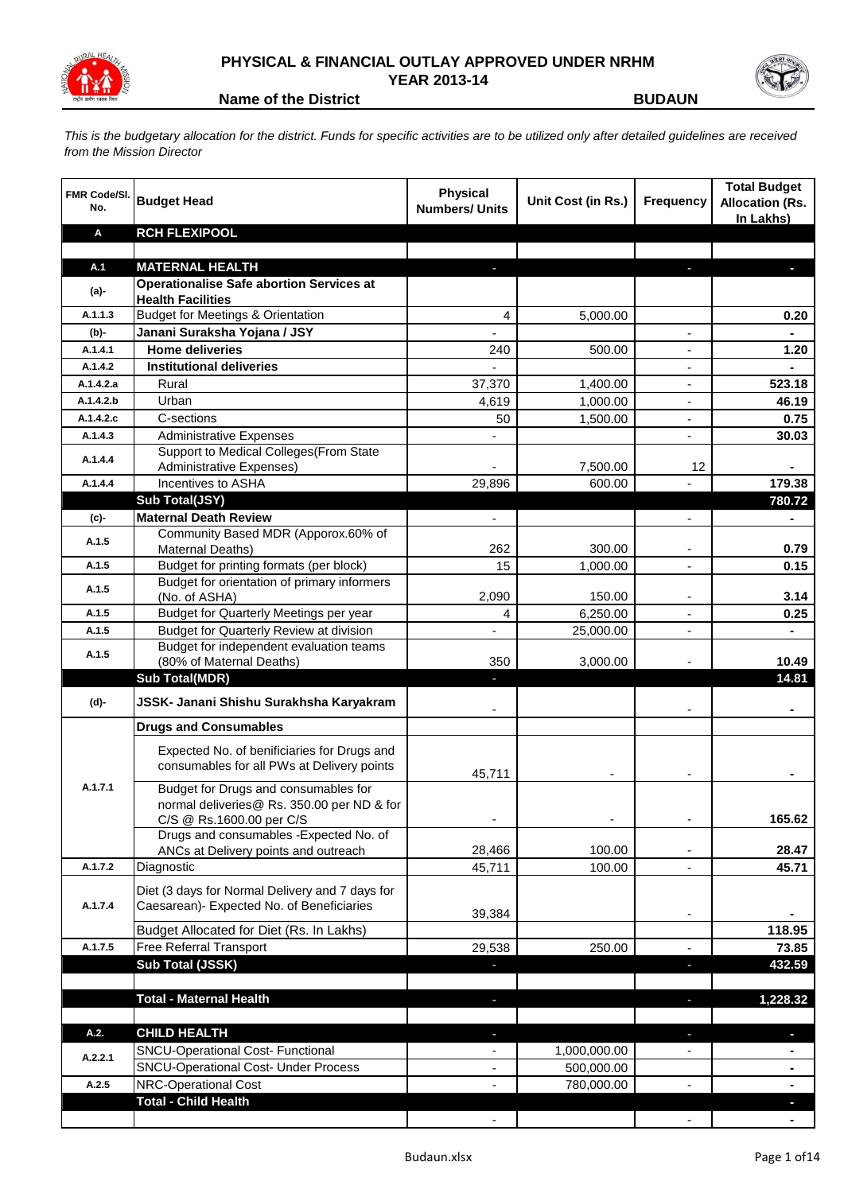# PHYSICAL & FINANCIAL OUTLAY APPROVED UNDER NRHM

## YEAR 2013-14

**Name of the District** **BUDAUN**

*This is the budgetary allocation for the district. Funds for specific activities are to be utilized only after detailed guidelines are received from the Mission Director*

| FMR Code/Sl. No. | Budget Head | Physical Numbers/ Units | Unit Cost (in Rs.) | Frequency | Total Budget Allocation (Rs. In Lakhs) |
|---|---|---|---|---|---|
| **A** | **RCH FLEXIPOOL** | | | | |
| | | | | | |
| **A.1** | **MATERNAL HEALTH** | - | | - | - |
| **(a)-** | **Operationalise Safe abortion Services at Health Facilities** | | | | |
| A.1.1.3 | Budget for Meetings & Orientation | 4 | 5,000.00 | | 0.20 |
| **(b)-** | **Janani Suraksha Yojana / JSY** | - | | - | - |
| A.1.4.1 | **Home deliveries** | 240 | 500.00 | - | 1.20 |
| A.1.4.2 | **Institutional deliveries** | - | | - | - |
| A.1.4.2.a | Rural | 37,370 | 1,400.00 | - | 523.18 |
| A.1.4.2.b | Urban | 4,619 | 1,000.00 | - | 46.19 |
| A.1.4.2.c | C-sections | 50 | 1,500.00 | - | 0.75 |
| A.1.4.3 | Administrative Expenses | - | | - | 30.03 |
| A.1.4.4 | Support to Medical Colleges(From State Administrative Expenses) | - | 7,500.00 | 12 | - |
| A.1.4.4 | Incentives to ASHA | 29,896 | 600.00 | - | 179.38 |
| | **Sub Total(JSY)** | | | | **780.72** |
| **(c)-** | **Maternal Death Review** | - | | - | - |
| A.1.5 | Community Based MDR (Apporox.60% of Maternal Deaths) | 262 | 300.00 | - | 0.79 |
| A.1.5 | Budget for printing formats (per block) | 15 | 1,000.00 | - | 0.15 |
| A.1.5 | Budget for orientation of primary informers (No. of ASHA) | 2,090 | 150.00 | - | 3.14 |
| A.1.5 | Budget for Quarterly Meetings per year | 4 | 6,250.00 | - | 0.25 |
| A.1.5 | Budget for Quarterly Review at division | - | 25,000.00 | - | - |
| A.1.5 | Budget for independent evaluation teams (80% of Maternal Deaths) | 350 | 3,000.00 | - | 10.49 |
| | **Sub Total(MDR)** | - | | | **14.81** |
| **(d)-** | **JSSK- Janani Shishu Surakhsha Karyakram** | - | | - | - |
| | **Drugs and Consumables** | | | | |
| A.1.7.1 | Expected No. of benificiaries for Drugs and consumables for all PWs at Delivery points | 45,711 | - | - | - |
| | Budget for Drugs and consumables for normal deliveries@ Rs. 350.00 per ND & for C/S @ Rs.1600.00 per C/S | - | - | - | 165.62 |
| | Drugs and consumables -Expected No. of ANCs at Delivery points and outreach | 28,466 | 100.00 | - | 28.47 |
| A.1.7.2 | Diagnostic | 45,711 | 100.00 | - | 45.71 |
| A.1.7.4 | Diet (3 days for Normal Delivery and 7 days for Caesarean)- Expected No. of Beneficiaries | 39,384 | | - | - |
| | Budget Allocated for Diet (Rs. In Lakhs) | | | | 118.95 |
| A.1.7.5 | Free Referral Transport | 29,538 | 250.00 | - | 73.85 |
| | **Sub Total (JSSK)** | - | | - | **432.59** |
| | | | | | |
| | **Total - Maternal Health** | - | | - | **1,228.32** |
| | | | | | |
| **A.2.** | **CHILD HEALTH** | - | | - | - |
| A.2.2.1 | SNCU-Operational Cost- Functional | - | 1,000,000.00 | - | - |
| | SNCU-Operational Cost- Under Process | - | 500,000.00 | | - |
| A.2.5 | NRC-Operational Cost | - | 780,000.00 | - | - |
| | **Total - Child Health** | | | | - |
| | | - | | - | - |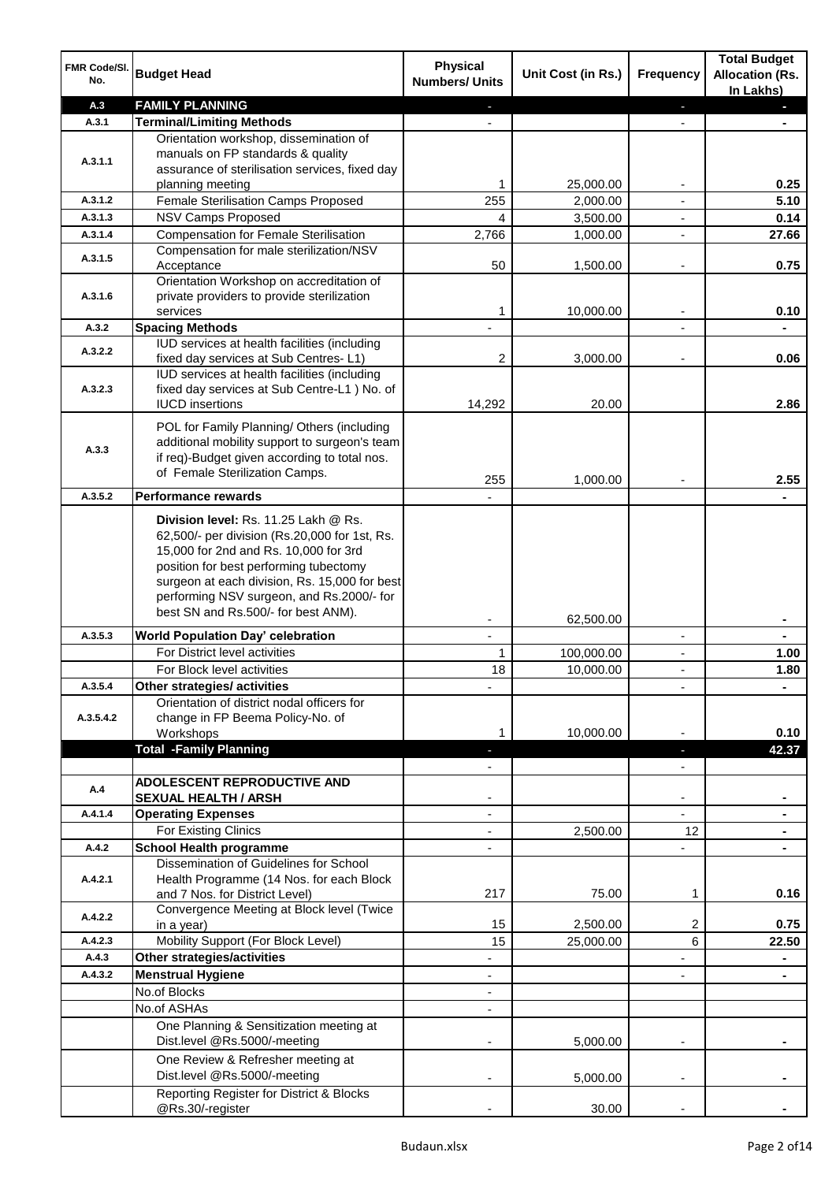| FMR Code/Sl. No. | Budget Head | Physical Numbers/ Units | Unit Cost (in Rs.) | Frequency | Total Budget Allocation (Rs. In Lakhs) |
|---|---|---|---|---|---|
| A.3 | **FAMILY PLANNING** | - | | - | - |
| A.3.1 | **Terminal/Limiting Methods** | - | | - | - |
| A.3.1.1 | Orientation workshop, dissemination of manuals on FP standards & quality assurance of sterilisation services, fixed day planning meeting | 1 | 25,000.00 | - | 0.25 |
| A.3.1.2 | Female Sterilisation Camps Proposed | 255 | 2,000.00 | - | 5.10 |
| A.3.1.3 | NSV Camps Proposed | 4 | 3,500.00 | - | 0.14 |
| A.3.1.4 | Compensation for Female Sterilisation | 2,766 | 1,000.00 | - | 27.66 |
| A.3.1.5 | Compensation for male sterilization/NSV Acceptance | 50 | 1,500.00 | - | 0.75 |
| A.3.1.6 | Orientation Workshop on accreditation of private providers to provide sterilization services | 1 | 10,000.00 | - | 0.10 |
| A.3.2 | **Spacing Methods** | - | | - | - |
| A.3.2.2 | IUD services at health facilities (including fixed day services at Sub Centres- L1) | 2 | 3,000.00 | - | 0.06 |
| A.3.2.3 | IUD services at health facilities (including fixed day services at Sub Centre-L1 ) No. of IUCD insertions | 14,292 | 20.00 | | 2.86 |
| A.3.3 | POL for Family Planning/ Others (including additional mobility support to surgeon's team if req)-Budget given according to total nos. of Female Sterilization Camps. | 255 | 1,000.00 | - | 2.55 |
| A.3.5.2 | **Performance rewards** | - | | | - |
| | **Division level:** Rs. 11.25 Lakh @ Rs. 62,500/- per division (Rs.20,000 for 1st, Rs. 15,000 for 2nd and Rs. 10,000 for 3rd position for best performing tubectomy surgeon at each division, Rs. 15,000 for best performing NSV surgeon, and Rs.2000/- for best SN and Rs.500/- for best ANM). | - | 62,500.00 | | - |
| A.3.5.3 | **World Population Day' celebration** | - | | - | - |
| | For District level activities | 1 | 100,000.00 | - | 1.00 |
| | For Block level activities | 18 | 10,000.00 | - | 1.80 |
| A.3.5.4 | **Other strategies/ activities** | - | | - | - |
| A.3.5.4.2 | Orientation of district nodal officers for change in FP Beema Policy-No. of Workshops | 1 | 10,000.00 | - | 0.10 |
| | **Total -Family Planning** | - | | - | **42.37** |
| | | - | | - | |
| A.4 | **ADOLESCENT REPRODUCTIVE AND SEXUAL HEALTH / ARSH** | - | | - | - |
| A.4.1.4 | **Operating Expenses** | - | | - | - |
| | For Existing Clinics | - | 2,500.00 | 12 | - |
| A.4.2 | **School Health programme** | - | | - | - |
| A.4.2.1 | Dissemination of Guidelines for School Health Programme (14 Nos. for each Block and 7 Nos. for District Level) | 217 | 75.00 | 1 | 0.16 |
| A.4.2.2 | Convergence Meeting at Block level (Twice in a year) | 15 | 2,500.00 | 2 | 0.75 |
| A.4.2.3 | Mobility Support (For Block Level) | 15 | 25,000.00 | 6 | 22.50 |
| A.4.3 | **Other strategies/activities** | - | | - | - |
| A.4.3.2 | **Menstrual Hygiene** | - | | - | - |
| | No.of Blocks | - | | | |
| | No.of ASHAs | - | | | |
| | One Planning & Sensitization meeting at Dist.level @Rs.5000/-meeting | - | 5,000.00 | - | - |
| | One Review & Refresher meeting at Dist.level @Rs.5000/-meeting | - | 5,000.00 | - | - |
| | Reporting Register for District & Blocks @Rs.30/-register | - | 30.00 | - | - |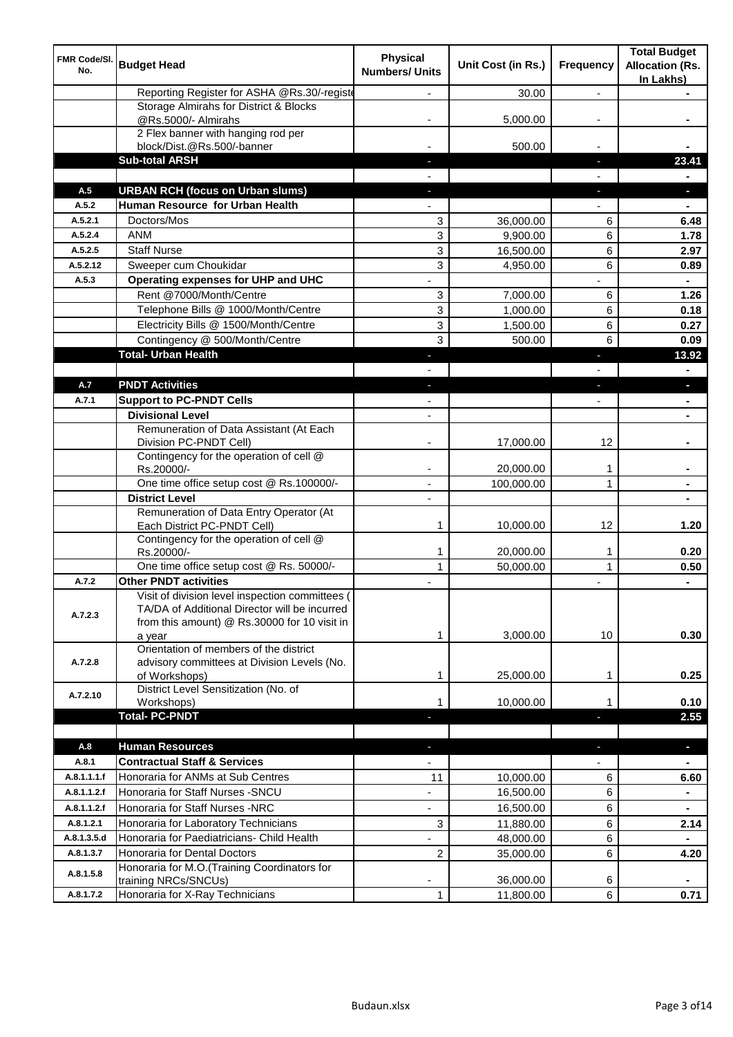| FMR Code/Sl. No. | Budget Head | Physical Numbers/ Units | Unit Cost (in Rs.) | Frequency | Total Budget Allocation (Rs. In Lakhs) |
|---|---|---|---|---|---|
| | Reporting Register for ASHA @Rs.30/-registe | - | 30.00 | - | - |
| | Storage Almirahs for District & Blocks @Rs.5000/- Almirahs | - | 5,000.00 | - | - |
| | 2 Flex banner with hanging rod per block/Dist.@Rs.500/-banner | - | 500.00 | - | - |
| | **Sub-total ARSH** | - | | - | **23.41** |
| | | - | | - | - |
| **A.5** | **URBAN RCH (focus on Urban slums)** | - | | - | - |
| **A.5.2** | **Human Resource for Urban Health** | - | | - | - |
| A.5.2.1 | Doctors/Mos | 3 | 36,000.00 | 6 | **6.48** |
| A.5.2.4 | ANM | 3 | 9,900.00 | 6 | **1.78** |
| A.5.2.5 | Staff Nurse | 3 | 16,500.00 | 6 | **2.97** |
| A.5.2.12 | Sweeper cum Choukidar | 3 | 4,950.00 | 6 | **0.89** |
| **A.5.3** | **Operating expenses for UHP and UHC** | - | | - | - |
| | Rent @7000/Month/Centre | 3 | 7,000.00 | 6 | **1.26** |
| | Telephone Bills @ 1000/Month/Centre | 3 | 1,000.00 | 6 | **0.18** |
| | Electricity Bills @ 1500/Month/Centre | 3 | 1,500.00 | 6 | **0.27** |
| | Contingency @ 500/Month/Centre | 3 | 500.00 | 6 | **0.09** |
| | **Total- Urban Health** | - | | - | **13.92** |
| | | - | | - | - |
| **A.7** | **PNDT Activities** | - | | - | - |
| **A.7.1** | **Support to PC-PNDT Cells** | - | | - | - |
| | **Divisional Level** | - | | | - |
| | Remuneration of Data Assistant (At Each Division PC-PNDT Cell) | - | 17,000.00 | 12 | - |
| | Contingency for the operation of cell @ Rs.20000/- | - | 20,000.00 | 1 | - |
| | One time office setup cost @ Rs.100000/- | - | 100,000.00 | 1 | - |
| | **District Level** | - | | | - |
| | Remuneration of Data Entry Operator (At Each District PC-PNDT Cell) | 1 | 10,000.00 | 12 | **1.20** |
| | Contingency for the operation of cell @ Rs.20000/- | 1 | 20,000.00 | 1 | **0.20** |
| | One time office setup cost @ Rs. 50000/- | 1 | 50,000.00 | 1 | **0.50** |
| **A.7.2** | **Other PNDT activities** | - | | - | - |
| A.7.2.3 | Visit of division level inspection committees ( TA/DA of Additional Director will be incurred from this amount) @ Rs.30000 for 10 visit in a year | 1 | 3,000.00 | 10 | **0.30** |
| A.7.2.8 | Orientation of members of the district advisory committees at Division Levels (No. of Workshops) | 1 | 25,000.00 | 1 | **0.25** |
| A.7.2.10 | District Level Sensitization (No. of Workshops) | 1 | 10,000.00 | 1 | **0.10** |
| | **Total- PC-PNDT** | - | | - | **2.55** |
| | | | | | |
| **A.8** | **Human Resources** | - | | - | - |
| **A.8.1** | **Contractual Staff & Services** | - | | - | - |
| A.8.1.1.1.f | Honoraria for ANMs at Sub Centres | 11 | 10,000.00 | 6 | **6.60** |
| A.8.1.1.2.f | Honoraria for Staff Nurses -SNCU | - | 16,500.00 | 6 | - |
| A.8.1.1.2.f | Honoraria for Staff Nurses -NRC | - | 16,500.00 | 6 | - |
| A.8.1.2.1 | Honoraria for Laboratory Technicians | 3 | 11,880.00 | 6 | **2.14** |
| A.8.1.3.5.d | Honoraria for Paediatricians- Child Health | - | 48,000.00 | 6 | - |
| A.8.1.3.7 | Honoraria for Dental Doctors | 2 | 35,000.00 | 6 | **4.20** |
| A.8.1.5.8 | Honoraria for M.O.(Training Coordinators for training NRCs/SNCUs) | - | 36,000.00 | 6 | - |
| A.8.1.7.2 | Honoraria for X-Ray Technicians | 1 | 11,800.00 | 6 | **0.71** |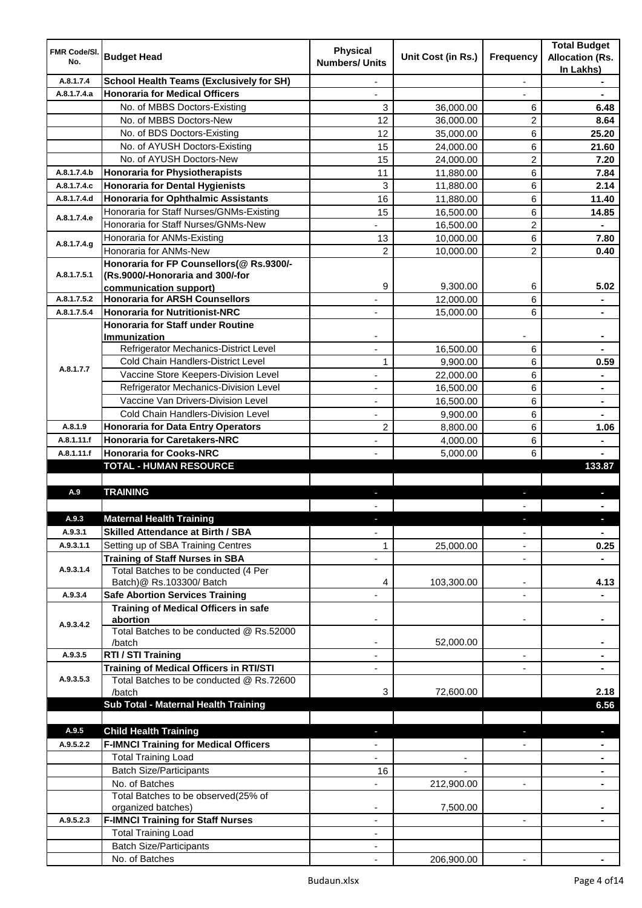| FMR Code/Sl. No. | Budget Head | Physical Numbers/ Units | Unit Cost (in Rs.) | Frequency | Total Budget Allocation (Rs. In Lakhs) |
|---|---|---|---|---|---|
| A.8.1.7.4 | **School Health Teams (Exclusively for SH)** | - | | - | - |
| A.8.1.7.4.a | **Honoraria for Medical Officers** | - | | - | - |
| | No. of MBBS Doctors-Existing | 3 | 36,000.00 | 6 | **6.48** |
| | No. of MBBS Doctors-New | 12 | 36,000.00 | 2 | **8.64** |
| | No. of BDS Doctors-Existing | 12 | 35,000.00 | 6 | **25.20** |
| | No. of AYUSH Doctors-Existing | 15 | 24,000.00 | 6 | **21.60** |
| | No. of AYUSH Doctors-New | 15 | 24,000.00 | 2 | **7.20** |
| A.8.1.7.4.b | **Honoraria for Physiotherapists** | 11 | 11,880.00 | 6 | **7.84** |
| A.8.1.7.4.c | **Honoraria for Dental Hygienists** | 3 | 11,880.00 | 6 | **2.14** |
| A.8.1.7.4.d | **Honoraria for Ophthalmic Assistants** | 16 | 11,880.00 | 6 | **11.40** |
| A.8.1.7.4.e | Honoraria for Staff Nurses/GNMs-Existing | 15 | 16,500.00 | 6 | **14.85** |
| | Honoraria for Staff Nurses/GNMs-New | - | 16,500.00 | 2 | - |
| A.8.1.7.4.g | Honoraria for ANMs-Existing | 13 | 10,000.00 | 6 | **7.80** |
| | Honoraria for ANMs-New | 2 | 10,000.00 | 2 | **0.40** |
| A.8.1.7.5.1 | **Honoraria for FP Counsellors(@ Rs.9300/- (Rs.9000/-Honoraria and 300/-for communication support)** | 9 | 9,300.00 | 6 | **5.02** |
| A.8.1.7.5.2 | **Honoraria for ARSH Counsellors** | - | 12,000.00 | 6 | - |
| A.8.1.7.5.4 | **Honoraria for Nutritionist-NRC** | - | 15,000.00 | 6 | - |
| A.8.1.7.7 | **Honoraria for Staff under Routine Immunization** | - | | - | - |
| | Refrigerator Mechanics-District Level | - | 16,500.00 | 6 | - |
| | Cold Chain Handlers-District Level | 1 | 9,900.00 | 6 | **0.59** |
| | Vaccine Store Keepers-Division Level | - | 22,000.00 | 6 | - |
| | Refrigerator Mechanics-Division Level | - | 16,500.00 | 6 | - |
| | Vaccine Van Drivers-Division Level | - | 16,500.00 | 6 | - |
| | Cold Chain Handlers-Division Level | - | 9,900.00 | 6 | - |
| A.8.1.9 | **Honoraria for Data Entry Operators** | 2 | 8,800.00 | 6 | **1.06** |
| A.8.1.11.f | **Honoraria for Caretakers-NRC** | - | 4,000.00 | 6 | - |
| A.8.1.11.f | **Honoraria for Cooks-NRC** | - | 5,000.00 | 6 | - |
| | **TOTAL - HUMAN RESOURCE** | | | | **133.87** |
| | | | | | |
| A.9 | **TRAINING** | - | | - | - |
| | | - | | - | - |
| A.9.3 | **Maternal Health Training** | - | | - | - |
| A.9.3.1 | **Skilled Attendance at Birth / SBA** | - | | - | - |
| A.9.3.1.1 | Setting up of SBA Training Centres | 1 | 25,000.00 | - | **0.25** |
| A.9.3.1.4 | **Training of Staff Nurses in SBA** | - | | - | - |
| | Total Batches to be conducted (4 Per Batch)@ Rs.103300/ Batch | 4 | 103,300.00 | - | **4.13** |
| A.9.3.4 | **Safe Abortion Services Training** | - | | - | - |
| A.9.3.4.2 | **Training of Medical Officers in safe abortion** | - | | - | - |
| | Total Batches to be conducted @ Rs.52000 /batch | - | 52,000.00 | | - |
| A.9.3.5 | **RTI / STI Training** | - | | - | - |
| A.9.3.5.3 | **Training of Medical Officers in RTI/STI** | - | | - | - |
| | Total Batches to be conducted @ Rs.72600 /batch | 3 | 72,600.00 | | **2.18** |
| | **Sub Total - Maternal Health Training** | | | | **6.56** |
| | | | | | |
| A.9.5 | **Child Health Training** | - | | - | - |
| A.9.5.2.2 | **F-IMNCI Training for Medical Officers** | - | | - | - |
| | Total Training Load | - | - | | - |
| | Batch Size/Participants | 16 | - | | - |
| | No. of Batches | - | 212,900.00 | - | - |
| | Total Batches to be observed(25% of organized batches) | - | 7,500.00 | | - |
| A.9.5.2.3 | **F-IMNCI Training for Staff Nurses** | - | | - | - |
| | Total Training Load | - | | | |
| | Batch Size/Participants | - | | | |
| | No. of Batches | - | 206,900.00 | - | - |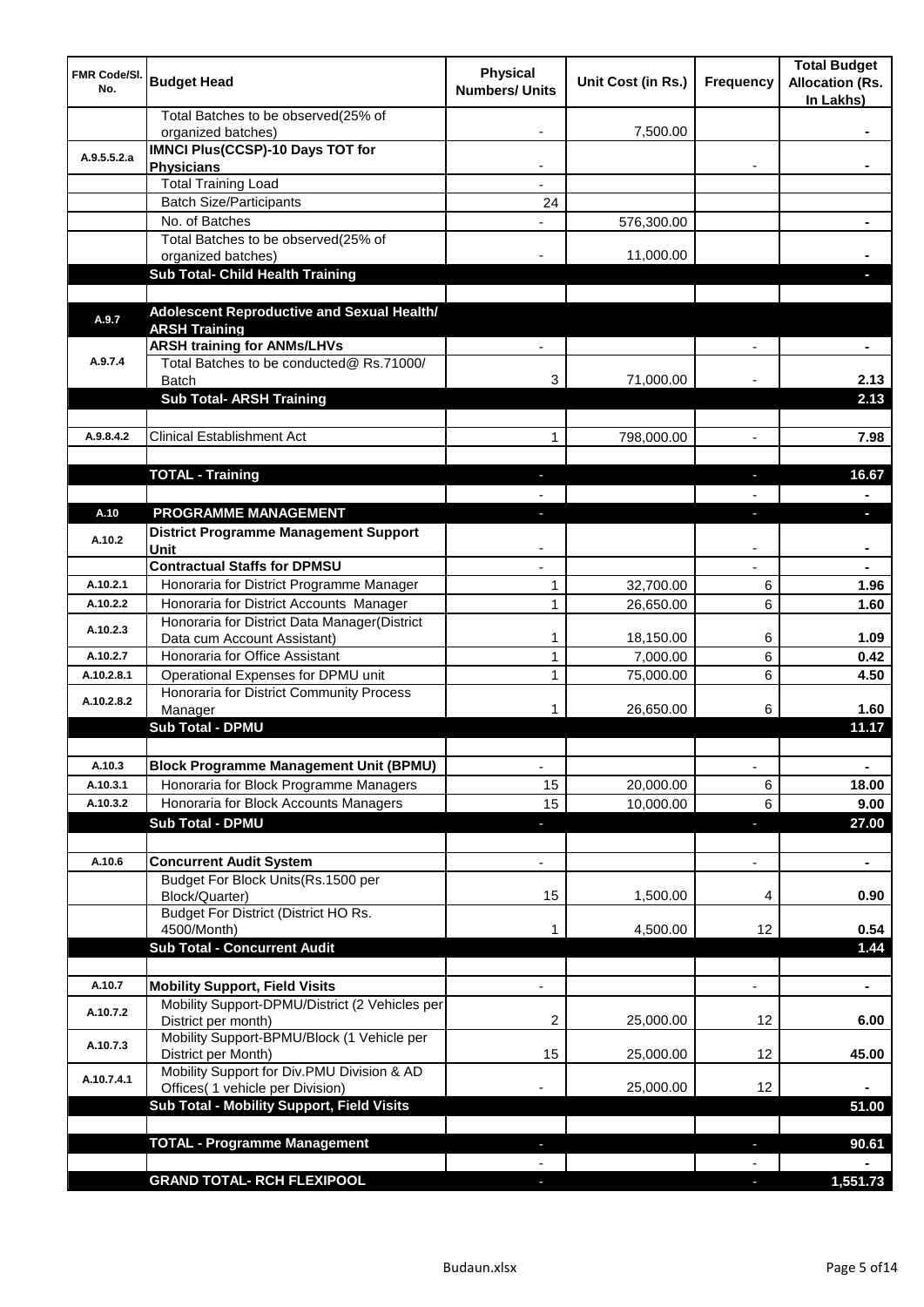| FMR Code/Sl. No. | Budget Head | Physical Numbers/ Units | Unit Cost (in Rs.) | Frequency | Total Budget Allocation (Rs. In Lakhs) |
|---|---|---|---|---|---|
| | Total Batches to be observed(25% of organized batches) | - | 7,500.00 | | - |
| A.9.5.5.2.a | **IMNCI Plus(CCSP)-10 Days TOT for Physicians** | - | | - | - |
| | Total Training Load | - | | | |
| | Batch Size/Participants | 24 | | | |
| | No. of Batches | - | 576,300.00 | | - |
| | Total Batches to be observed(25% of organized batches) | - | 11,000.00 | | - |
| | **Sub Total- Child Health Training** | | | | - |
| | | | | | |
| A.9.7 | **Adolescent Reproductive and Sexual Health/ ARSH Training** | | | | |
| A.9.7.4 | **ARSH training for ANMs/LHVs** | - | | - | - |
| | Total Batches to be conducted@ Rs.71000/ Batch | 3 | 71,000.00 | - | 2.13 |
| | **Sub Total- ARSH Training** | | | | **2.13** |
| | | | | | |
| A.9.8.4.2 | Clinical Establishment Act | 1 | 798,000.00 | - | 7.98 |
| | | | | | |
| | **TOTAL - Training** | - | | - | **16.67** |
| | | - | | - | - |
| A.10 | **PROGRAMME MANAGEMENT** | - | | - | - |
| A.10.2 | **District Programme Management Support Unit** | - | | - | - |
| | **Contractual Staffs for DPMSU** | - | | - | - |
| A.10.2.1 | Honoraria for District Programme Manager | 1 | 32,700.00 | 6 | 1.96 |
| A.10.2.2 | Honoraria for District Accounts Manager | 1 | 26,650.00 | 6 | 1.60 |
| A.10.2.3 | Honoraria for District Data Manager(District Data cum Account Assistant) | 1 | 18,150.00 | 6 | 1.09 |
| A.10.2.7 | Honoraria for Office Assistant | 1 | 7,000.00 | 6 | 0.42 |
| A.10.2.8.1 | Operational Expenses for DPMU unit | 1 | 75,000.00 | 6 | 4.50 |
| A.10.2.8.2 | Honoraria for District Community Process Manager | 1 | 26,650.00 | 6 | 1.60 |
| | **Sub Total - DPMU** | | | | **11.17** |
| | | | | | |
| A.10.3 | **Block Programme Management Unit (BPMU)** | - | | - | - |
| A.10.3.1 | Honoraria for Block Programme Managers | 15 | 20,000.00 | 6 | 18.00 |
| A.10.3.2 | Honoraria for Block Accounts Managers | 15 | 10,000.00 | 6 | 9.00 |
| | **Sub Total - DPMU** | - | | - | **27.00** |
| | | | | | |
| A.10.6 | **Concurrent Audit System** | - | | - | - |
| | Budget For Block Units(Rs.1500 per Block/Quarter) | 15 | 1,500.00 | 4 | 0.90 |
| | Budget For District (District HO Rs. 4500/Month) | 1 | 4,500.00 | 12 | 0.54 |
| | **Sub Total - Concurrent Audit** | | | | **1.44** |
| | | | | | |
| A.10.7 | **Mobility Support, Field Visits** | - | | - | - |
| A.10.7.2 | Mobility Support-DPMU/District (2 Vehicles per District per month) | 2 | 25,000.00 | 12 | 6.00 |
| A.10.7.3 | Mobility Support-BPMU/Block (1 Vehicle per District per Month) | 15 | 25,000.00 | 12 | 45.00 |
| A.10.7.4.1 | Mobility Support for Div.PMU Division & AD Offices( 1 vehicle per Division) | - | 25,000.00 | 12 | - |
| | **Sub Total - Mobility Support, Field Visits** | | | | **51.00** |
| | | | | | |
| | **TOTAL - Programme Management** | - | | - | **90.61** |
| | | - | | - | - |
| | **GRAND TOTAL- RCH FLEXIPOOL** | - | | - | **1,551.73** |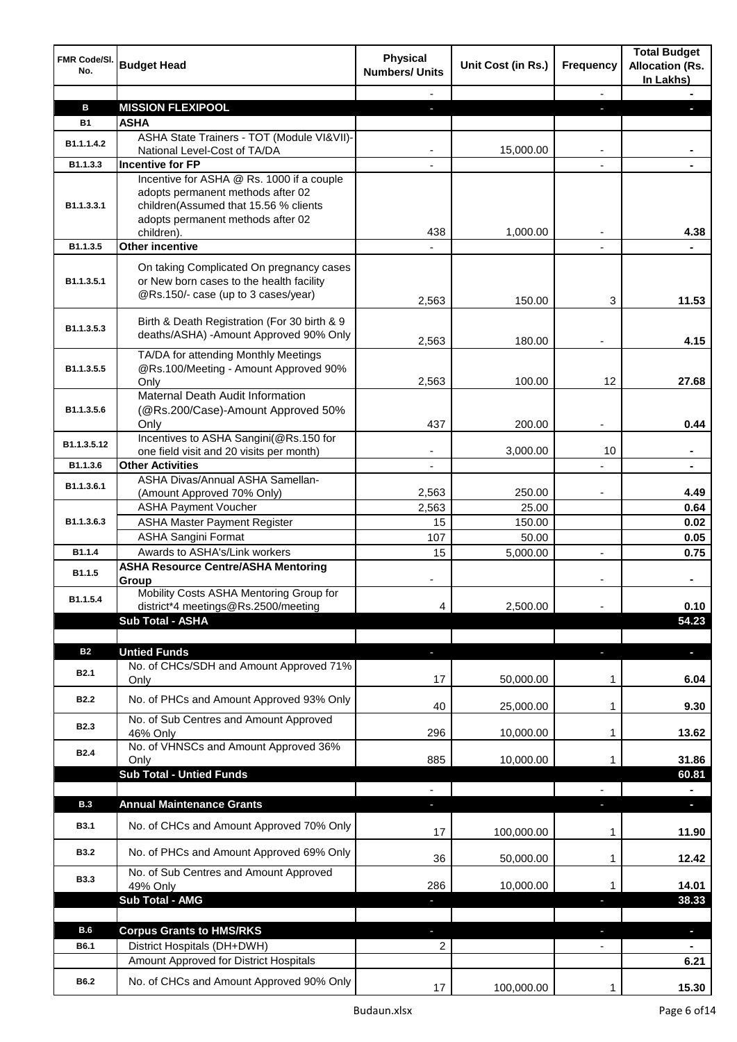| FMR Code/Sl. No. | Budget Head | Physical Numbers/ Units | Unit Cost (in Rs.) | Frequency | Total Budget Allocation (Rs. In Lakhs) |
|---|---|---|---|---|---|
| | | - | | - | - |
| **B** | **MISSION FLEXIPOOL** | - | | - | - |
| **B1** | **ASHA** | | | | |
| B1.1.1.4.2 | ASHA State Trainers - TOT (Module VI&VII)- National Level-Cost of TA/DA | - | 15,000.00 | - | - |
| B1.1.3.3 | **Incentive for FP** | - | | - | - |
| B1.1.3.3.1 | Incentive for ASHA @ Rs. 1000 if a couple adopts permanent methods after 02 children(Assumed that 15.56 % clients adopts permanent methods after 02 children). | 438 | 1,000.00 | - | 4.38 |
| B1.1.3.5 | **Other incentive** | - | | - | - |
| B1.1.3.5.1 | On taking Complicated On pregnancy cases or New born cases to the health facility @Rs.150/- case (up to 3 cases/year) | 2,563 | 150.00 | 3 | 11.53 |
| B1.1.3.5.3 | Birth & Death Registration (For 30 birth & 9 deaths/ASHA) -Amount Approved 90% Only | 2,563 | 180.00 | - | 4.15 |
| B1.1.3.5.5 | TA/DA for attending Monthly Meetings @Rs.100/Meeting - Amount Approved 90% Only | 2,563 | 100.00 | 12 | 27.68 |
| B1.1.3.5.6 | Maternal Death Audit Information (@Rs.200/Case)-Amount Approved 50% Only | 437 | 200.00 | - | 0.44 |
| B1.1.3.5.12 | Incentives to ASHA Sangini(@Rs.150 for one field visit and 20 visits per month) | - | 3,000.00 | 10 | - |
| B1.1.3.6 | **Other Activities** | - | | - | - |
| B1.1.3.6.1 | ASHA Divas/Annual ASHA Samellan- (Amount Approved 70% Only) | 2,563 | 250.00 | - | 4.49 |
| B1.1.3.6.3 | ASHA Payment Voucher | 2,563 | 25.00 | | 0.64 |
| | ASHA Master Payment Register | 15 | 150.00 | | 0.02 |
| | ASHA Sangini Format | 107 | 50.00 | | 0.05 |
| B1.1.4 | Awards to ASHA's/Link workers | 15 | 5,000.00 | - | 0.75 |
| B1.1.5 | **ASHA Resource Centre/ASHA Mentoring Group** | - | | - | - |
| B1.1.5.4 | Mobility Costs ASHA Mentoring Group for district*4 meetings@Rs.2500/meeting | 4 | 2,500.00 | - | 0.10 |
| | **Sub Total - ASHA** | | | | **54.23** |
| | | | | | |
| **B2** | **Untied Funds** | - | | - | - |
| B2.1 | No. of CHCs/SDH and Amount Approved 71% Only | 17 | 50,000.00 | 1 | 6.04 |
| B2.2 | No. of PHCs and Amount Approved 93% Only | 40 | 25,000.00 | 1 | 9.30 |
| B2.3 | No. of Sub Centres and Amount Approved 46% Only | 296 | 10,000.00 | 1 | 13.62 |
| B2.4 | No. of VHNSCs and Amount Approved 36% Only | 885 | 10,000.00 | 1 | 31.86 |
| | **Sub Total - Untied Funds** | | | | **60.81** |
| | | - | | - | - |
| **B.3** | **Annual Maintenance Grants** | - | | - | - |
| B3.1 | No. of CHCs and Amount Approved 70% Only | 17 | 100,000.00 | 1 | 11.90 |
| B3.2 | No. of PHCs and Amount Approved 69% Only | 36 | 50,000.00 | 1 | 12.42 |
| B3.3 | No. of Sub Centres and Amount Approved 49% Only | 286 | 10,000.00 | 1 | 14.01 |
| | **Sub Total - AMG** | - | | - | **38.33** |
| | | | | | |
| **B.6** | **Corpus Grants to HMS/RKS** | - | | - | - |
| B6.1 | District Hospitals (DH+DWH) | 2 | | - | - |
| | Amount Approved for District Hospitals | | | | 6.21 |
| B6.2 | No. of CHCs and Amount Approved 90% Only | 17 | 100,000.00 | 1 | 15.30 |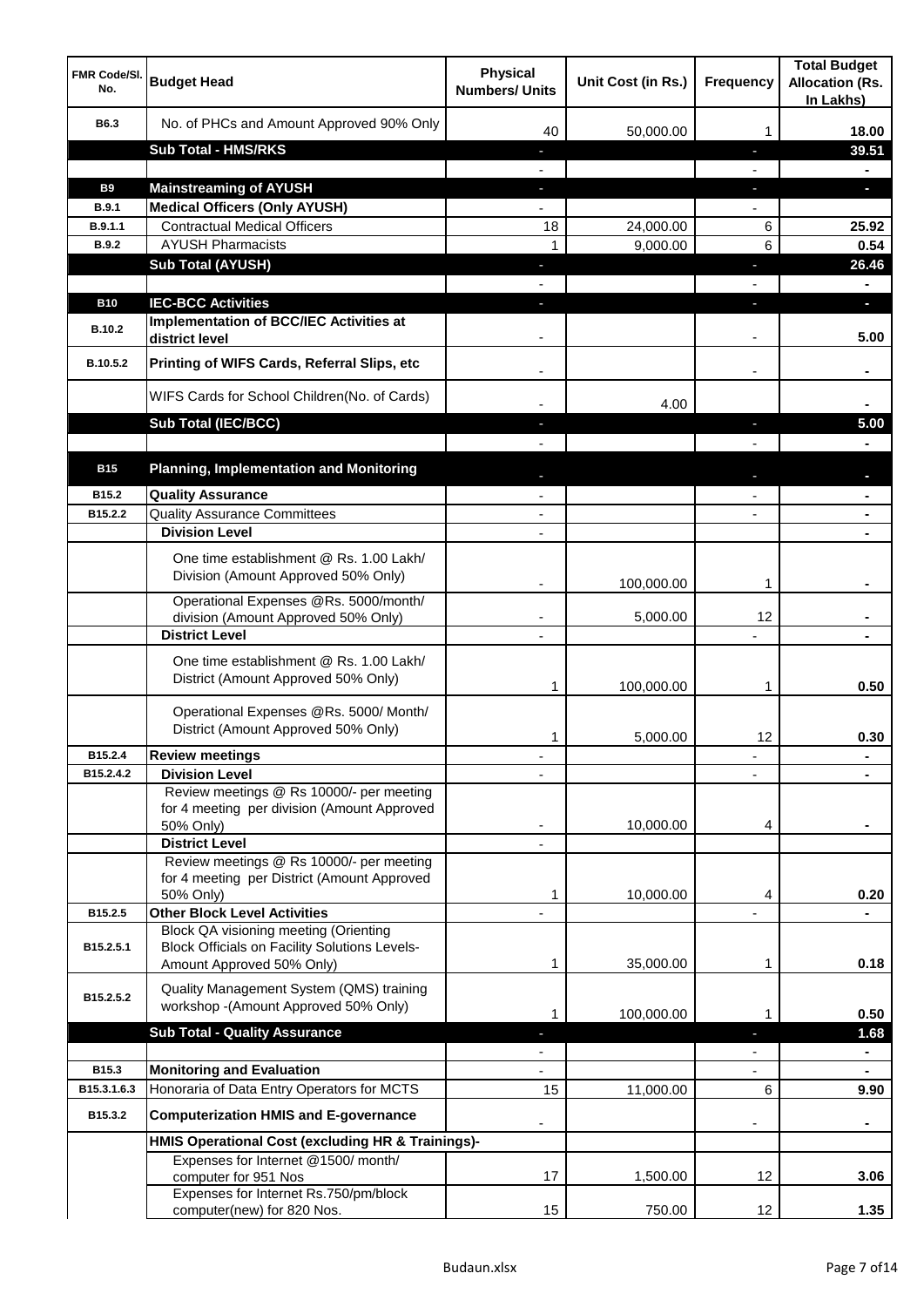| FMR Code/Sl. No. | Budget Head | Physical Numbers/ Units | Unit Cost (in Rs.) | Frequency | Total Budget Allocation (Rs. In Lakhs) |
|---|---|---|---|---|---|
| B6.3 | No. of PHCs and Amount Approved 90% Only | 40 | 50,000.00 | 1 | 18.00 |
| | **Sub Total - HMS/RKS** | - | | - | 39.51 |
| | | - | | - | - |
| B9 | **Mainstreaming of AYUSH** | - | | - | - |
| B.9.1 | **Medical Officers (Only AYUSH)** | - | | - | |
| B.9.1.1 | Contractual Medical Officers | 18 | 24,000.00 | 6 | 25.92 |
| B.9.2 | AYUSH Pharmacists | 1 | 9,000.00 | 6 | 0.54 |
| | **Sub Total (AYUSH)** | - | | - | 26.46 |
| | | - | | - | - |
| B10 | **IEC-BCC Activities** | - | | - | - |
| B.10.2 | **Implementation of BCC/IEC Activities at district level** | - | | - | 5.00 |
| B.10.5.2 | **Printing of WIFS Cards, Referral Slips, etc** | - | | - | - |
| | WIFS Cards for School Children(No. of Cards) | - | 4.00 | | - |
| | **Sub Total (IEC/BCC)** | - | | - | 5.00 |
| | | - | | - | - |
| B15 | **Planning, Implementation and Monitoring** | - | | - | - |
| B15.2 | **Quality Assurance** | - | | - | - |
| B15.2.2 | Quality Assurance Committees | - | | - | - |
| | **Division Level** | - | | | - |
| | One time establishment @ Rs. 1.00 Lakh/ Division (Amount Approved 50% Only) | - | 100,000.00 | 1 | - |
| | Operational Expenses @Rs. 5000/month/ division (Amount Approved 50% Only) | - | 5,000.00 | 12 | - |
| | **District Level** | - | | - | - |
| | One time establishment @ Rs. 1.00 Lakh/ District (Amount Approved 50% Only) | 1 | 100,000.00 | 1 | 0.50 |
| | Operational Expenses @Rs. 5000/ Month/ District (Amount Approved 50% Only) | 1 | 5,000.00 | 12 | 0.30 |
| B15.2.4 | **Review meetings** | - | | - | - |
| B15.2.4.2 | **Division Level** | - | | - | - |
| | Review meetings @ Rs 10000/- per meeting for 4 meeting per division (Amount Approved 50% Only) | - | 10,000.00 | 4 | - |
| | **District Level** | - | | | |
| | Review meetings @ Rs 10000/- per meeting for 4 meeting per District (Amount Approved 50% Only) | 1 | 10,000.00 | 4 | 0.20 |
| B15.2.5 | **Other Block Level Activities** | - | | - | - |
| B15.2.5.1 | Block QA visioning meeting (Orienting Block Officials on Facility Solutions Levels- Amount Approved 50% Only) | 1 | 35,000.00 | 1 | 0.18 |
| B15.2.5.2 | Quality Management System (QMS) training workshop -(Amount Approved 50% Only) | 1 | 100,000.00 | 1 | 0.50 |
| | **Sub Total - Quality Assurance** | - | | - | 1.68 |
| | | - | | - | - |
| B15.3 | **Monitoring and Evaluation** | - | | - | - |
| B15.3.1.6.3 | Honoraria of Data Entry Operators for MCTS | 15 | 11,000.00 | 6 | 9.90 |
| B15.3.2 | **Computerization HMIS and E-governance** | - | | - | - |
| | **HMIS Operational Cost (excluding HR & Trainings)-** | | | | |
| | Expenses for Internet @1500/ month/ computer for 951 Nos | 17 | 1,500.00 | 12 | 3.06 |
| | Expenses for Internet Rs.750/pm/block computer(new) for 820 Nos. | 15 | 750.00 | 12 | 1.35 |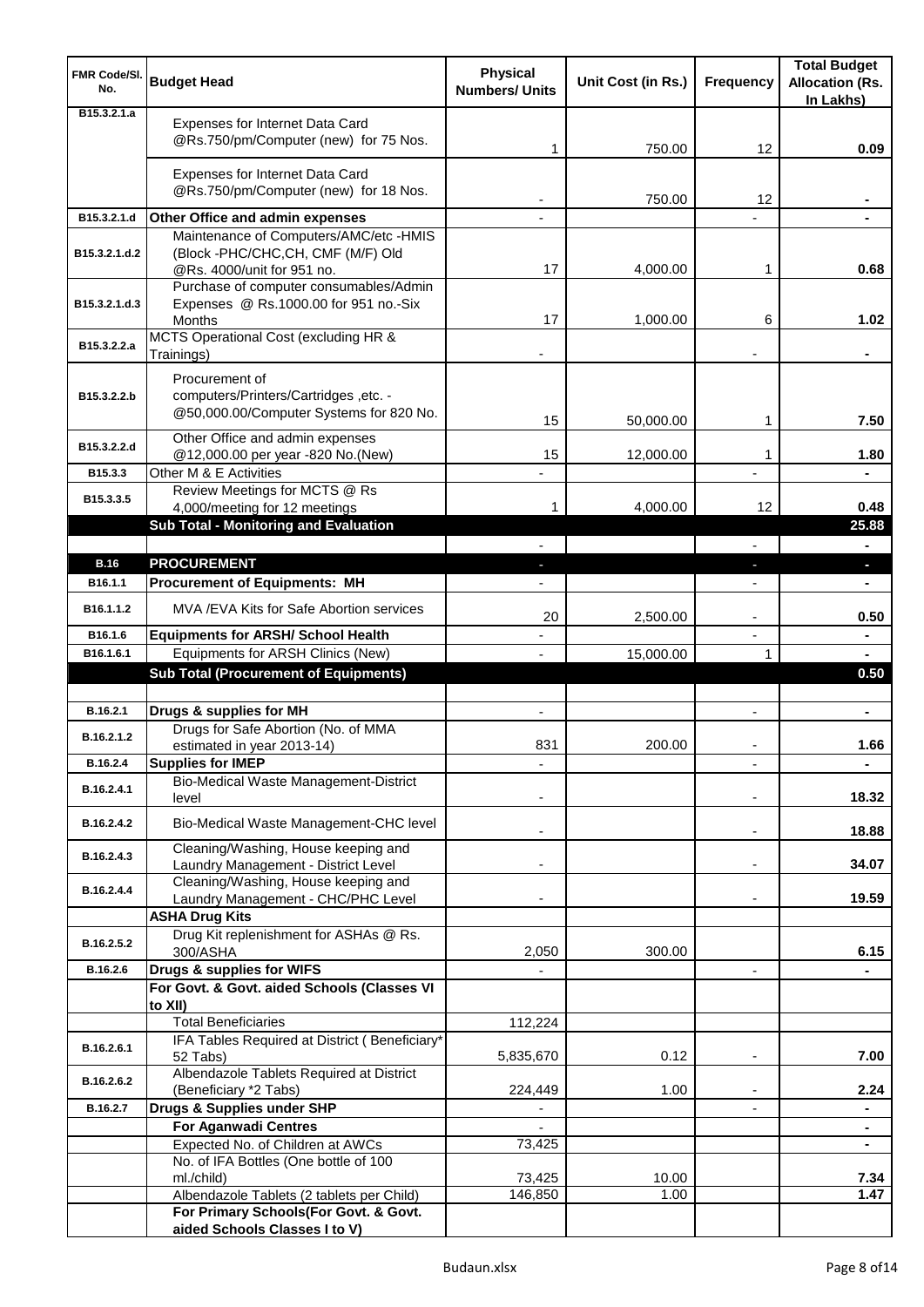| FMR Code/Sl. No. | Budget Head | Physical Numbers/ Units | Unit Cost (in Rs.) | Frequency | Total Budget Allocation (Rs. In Lakhs) |
|---|---|---|---|---|---|
| B15.3.2.1.a | Expenses for Internet Data Card @Rs.750/pm/Computer (new) for 75 Nos. | 1 | 750.00 | 12 | 0.09 |
| | Expenses for Internet Data Card @Rs.750/pm/Computer (new) for 18 Nos. | - | 750.00 | 12 | - |
| B15.3.2.1.d | **Other Office and admin expenses** | - | | - | - |
| B15.3.2.1.d.2 | Maintenance of Computers/AMC/etc -HMIS (Block -PHC/CHC,CH, CMF (M/F) Old @Rs. 4000/unit for 951 no. | 17 | 4,000.00 | 1 | 0.68 |
| B15.3.2.1.d.3 | Purchase of computer consumables/Admin Expenses @ Rs.1000.00 for 951 no.-Six Months | 17 | 1,000.00 | 6 | 1.02 |
| B15.3.2.2.a | MCTS Operational Cost (excluding HR & Trainings) | - | | - | - |
| B15.3.2.2.b | Procurement of computers/Printers/Cartridges ,etc. - @50,000.00/Computer Systems for 820 No. | 15 | 50,000.00 | 1 | 7.50 |
| B15.3.2.2.d | Other Office and admin expenses @12,000.00 per year -820 No.(New) | 15 | 12,000.00 | 1 | 1.80 |
| B15.3.3 | Other M & E Activities | - | | - | - |
| B15.3.3.5 | Review Meetings for MCTS @ Rs 4,000/meeting for 12 meetings | 1 | 4,000.00 | 12 | 0.48 |
| | **Sub Total - Monitoring and Evaluation** | | | | **25.88** |
| | | - | | - | - |
| **B.16** | **PROCUREMENT** | - | | - | - |
| B16.1.1 | **Procurement of Equipments: MH** | - | | - | - |
| B16.1.1.2 | MVA /EVA Kits for Safe Abortion services | 20 | 2,500.00 | - | 0.50 |
| B16.1.6 | **Equipments for ARSH/ School Health** | - | | - | - |
| B16.1.6.1 | Equipments for ARSH Clinics (New) | - | 15,000.00 | 1 | - |
| | **Sub Total (Procurement of Equipments)** | | | | **0.50** |
| | | | | | |
| B.16.2.1 | **Drugs & supplies for MH** | - | | - | - |
| B.16.2.1.2 | Drugs for Safe Abortion (No. of MMA estimated in year 2013-14) | 831 | 200.00 | - | 1.66 |
| B.16.2.4 | **Supplies for IMEP** | - | | - | - |
| B.16.2.4.1 | Bio-Medical Waste Management-District level | - | | - | 18.32 |
| B.16.2.4.2 | Bio-Medical Waste Management-CHC level | - | | - | 18.88 |
| B.16.2.4.3 | Cleaning/Washing, House keeping and Laundry Management - District Level | - | | - | 34.07 |
| B.16.2.4.4 | Cleaning/Washing, House keeping and Laundry Management - CHC/PHC Level | - | | - | 19.59 |
| | **ASHA Drug Kits** | | | | |
| B.16.2.5.2 | Drug Kit replenishment for ASHAs @ Rs. 300/ASHA | 2,050 | 300.00 | | 6.15 |
| B.16.2.6 | **Drugs & supplies for WIFS** | - | | - | - |
| | **For Govt. & Govt. aided Schools (Classes VI to XII)** | | | | |
| | Total Beneficiaries | 112,224 | | | |
| B.16.2.6.1 | IFA Tables Required at District ( Beneficiary* 52 Tabs) | 5,835,670 | 0.12 | - | 7.00 |
| B.16.2.6.2 | Albendazole Tablets Required at District (Beneficiary *2 Tabs) | 224,449 | 1.00 | - | 2.24 |
| B.16.2.7 | **Drugs & Supplies under SHP** | - | | - | - |
| | **For Aganwadi Centres** | - | | | - |
| | Expected No. of Children at AWCs | 73,425 | | | - |
| | No. of IFA Bottles (One bottle of 100 ml./child) | 73,425 | 10.00 | | 7.34 |
| | Albendazole Tablets (2 tablets per Child) | 146,850 | 1.00 | | 1.47 |
| | **For Primary Schools(For Govt. & Govt. aided Schools Classes I to V)** | | | | |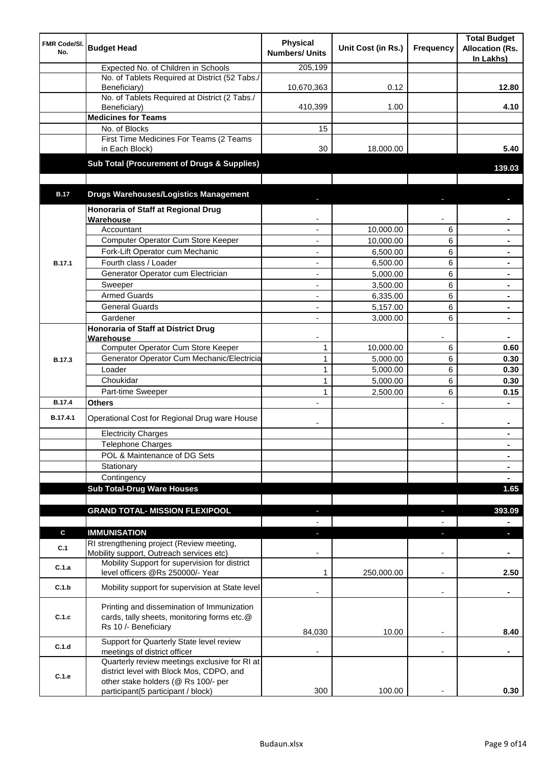| FMR Code/Sl. No. | Budget Head | Physical Numbers/ Units | Unit Cost (in Rs.) | Frequency | Total Budget Allocation (Rs. In Lakhs) |
|---|---|---|---|---|---|
| | Expected No. of Children in Schools | 205,199 | | | |
| | No. of Tablets Required at District (52 Tabs./ Beneficiary) | 10,670,363 | 0.12 | | 12.80 |
| | No. of Tablets Required at District (2 Tabs./ Beneficiary) | 410,399 | 1.00 | | 4.10 |
| | **Medicines for Teams** | | | | |
| | No. of Blocks | 15 | | | |
| | First Time Medicines For Teams (2 Teams in Each Block) | 30 | 18,000.00 | | 5.40 |
| | **Sub Total (Procurement of Drugs & Supplies)** | | | | **139.03** |
| | | | | | |
| **B.17** | **Drugs Warehouses/Logistics Management** | - | | - | - |
| B.17.1 | **Honoraria of Staff at Regional Drug Warehouse** | - | | - | - |
| | Accountant | - | 10,000.00 | 6 | - |
| | Computer Operator Cum Store Keeper | - | 10,000.00 | 6 | - |
| | Fork-Lift Operator cum Mechanic | - | 6,500.00 | 6 | - |
| | Fourth class / Loader | - | 6,500.00 | 6 | - |
| | Generator Operator cum Electrician | - | 5,000.00 | 6 | - |
| | Sweeper | - | 3,500.00 | 6 | - |
| | Armed Guards | - | 6,335.00 | 6 | - |
| | General Guards | - | 5,157.00 | 6 | - |
| | Gardener | - | 3,000.00 | 6 | - |
| B.17.3 | **Honoraria of Staff at District Drug Warehouse** | - | | - | - |
| | Computer Operator Cum Store Keeper | 1 | 10,000.00 | 6 | 0.60 |
| | Generator Operator Cum Mechanic/Electricia | 1 | 5,000.00 | 6 | 0.30 |
| | Loader | 1 | 5,000.00 | 6 | 0.30 |
| | Choukidar | 1 | 5,000.00 | 6 | 0.30 |
| | Part-time Sweeper | 1 | 2,500.00 | 6 | 0.15 |
| B.17.4 | **Others** | - | | - | - |
| B.17.4.1 | Operational Cost for Regional Drug ware House | - | | - | - |
| | Electricity Charges | | | | - |
| | Telephone Charges | | | | - |
| | POL & Maintenance of DG Sets | | | | - |
| | Stationary | | | | - |
| | Contingency | | | | - |
| | **Sub Total-Drug Ware Houses** | | | | **1.65** |
| | | | | | |
| | **GRAND TOTAL- MISSION FLEXIPOOL** | - | | - | **393.09** |
| | | - | | - | - |
| **C** | **IMMUNISATION** | - | | - | - |
| C.1 | RI strengthening project (Review meeting, Mobility support, Outreach services etc) | - | | - | - |
| C.1.a | Mobility Support for supervision for district level officers @Rs 250000/- Year | 1 | 250,000.00 | - | 2.50 |
| C.1.b | Mobility support for supervision at State level | - | | - | - |
| C.1.c | Printing and dissemination of Immunization cards, tally sheets, monitoring forms etc.@ Rs 10 /- Beneficiary | 84,030 | 10.00 | - | 8.40 |
| C.1.d | Support for Quarterly State level review meetings of district officer | - | | - | - |
| C.1.e | Quarterly review meetings exclusive for RI at district level with Block Mos, CDPO, and other stake holders (@ Rs 100/- per participant(5 participant / block) | 300 | 100.00 | - | 0.30 |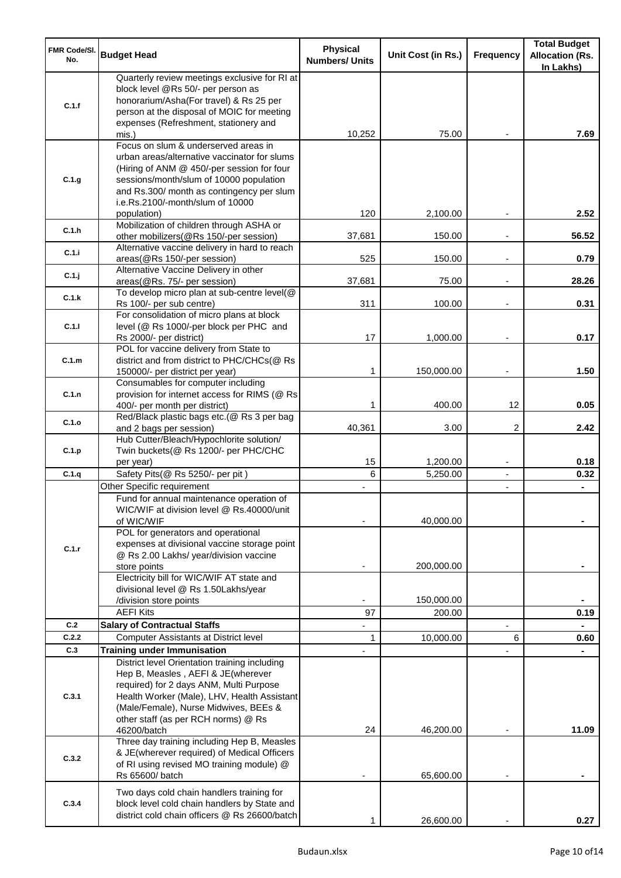| FMR Code/Sl. No. | Budget Head | Physical Numbers/ Units | Unit Cost (in Rs.) | Frequency | Total Budget Allocation (Rs. In Lakhs) |
|---|---|---|---|---|---|
| C.1.f | Quarterly review meetings exclusive for RI at block level @Rs 50/- per person as honorarium/Asha(For travel) & Rs 25 per person at the disposal of MOIC for meeting expenses (Refreshment, stationery and mis.) | 10,252 | 75.00 | - | 7.69 |
| C.1.g | Focus on slum & underserved areas in urban areas/alternative vaccinator for slums (Hiring of ANM @ 450/-per session for four sessions/month/slum of 10000 population and Rs.300/ month as contingency per slum i.e.Rs.2100/-month/slum of 10000 population) | 120 | 2,100.00 | - | 2.52 |
| C.1.h | Mobilization of children through ASHA or other mobilizers(@Rs 150/-per session) | 37,681 | 150.00 | - | 56.52 |
| C.1.i | Alternative vaccine delivery in hard to reach areas(@Rs 150/-per session) | 525 | 150.00 | - | 0.79 |
| C.1.j | Alternative Vaccine Delivery in other areas(@Rs. 75/- per session) | 37,681 | 75.00 | - | 28.26 |
| C.1.k | To develop micro plan at sub-centre level(@ Rs 100/- per sub centre) | 311 | 100.00 | - | 0.31 |
| C.1.l | For consolidation of micro plans at block level (@ Rs 1000/-per block per PHC and Rs 2000/- per district) | 17 | 1,000.00 | - | 0.17 |
| C.1.m | POL for vaccine delivery from State to district and from district to PHC/CHCs(@ Rs 150000/- per district per year) | 1 | 150,000.00 | - | 1.50 |
| C.1.n | Consumables for computer including provision for internet access for RIMS (@ Rs 400/- per month per district) | 1 | 400.00 | 12 | 0.05 |
| C.1.o | Red/Black plastic bags etc.(@ Rs 3 per bag and 2 bags per session) | 40,361 | 3.00 | 2 | 2.42 |
| C.1.p | Hub Cutter/Bleach/Hypochlorite solution/ Twin buckets(@ Rs 1200/- per PHC/CHC per year) | 15 | 1,200.00 | - | 0.18 |
| C.1.q | Safety Pits(@ Rs 5250/- per pit ) | 6 | 5,250.00 | - | 0.32 |
| C.1.r | Other Specific requirement | - | | - | - |
| | Fund for annual maintenance operation of WIC/WIF at division level @ Rs.40000/unit of WIC/WIF | - | 40,000.00 | | - |
| | POL for generators and operational expenses at divisional vaccine storage point @ Rs 2.00 Lakhs/ year/division vaccine store points | - | 200,000.00 | | - |
| | Electricity bill for WIC/WIF AT state and divisional level @ Rs 1.50Lakhs/year /division store points | - | 150,000.00 | | - |
| | AEFI Kits | 97 | 200.00 | | 0.19 |
| C.2 | **Salary of Contractual Staffs** | - | | - | - |
| C.2.2 | Computer Assistants at District level | 1 | 10,000.00 | 6 | 0.60 |
| C.3 | **Training under Immunisation** | - | | - | - |
| C.3.1 | District level Orientation training including Hep B, Measles , AEFI & JE(wherever required) for 2 days ANM, Multi Purpose Health Worker (Male), LHV, Health Assistant (Male/Female), Nurse Midwives, BEEs & other staff (as per RCH norms) @ Rs 46200/batch | 24 | 46,200.00 | - | 11.09 |
| C.3.2 | Three day training including Hep B, Measles & JE(wherever required) of Medical Officers of RI using revised MO training module) @ Rs 65600/ batch | - | 65,600.00 | - | - |
| C.3.4 | Two days cold chain handlers training for block level cold chain handlers by State and district cold chain officers @ Rs 26600/batch | 1 | 26,600.00 | - | 0.27 |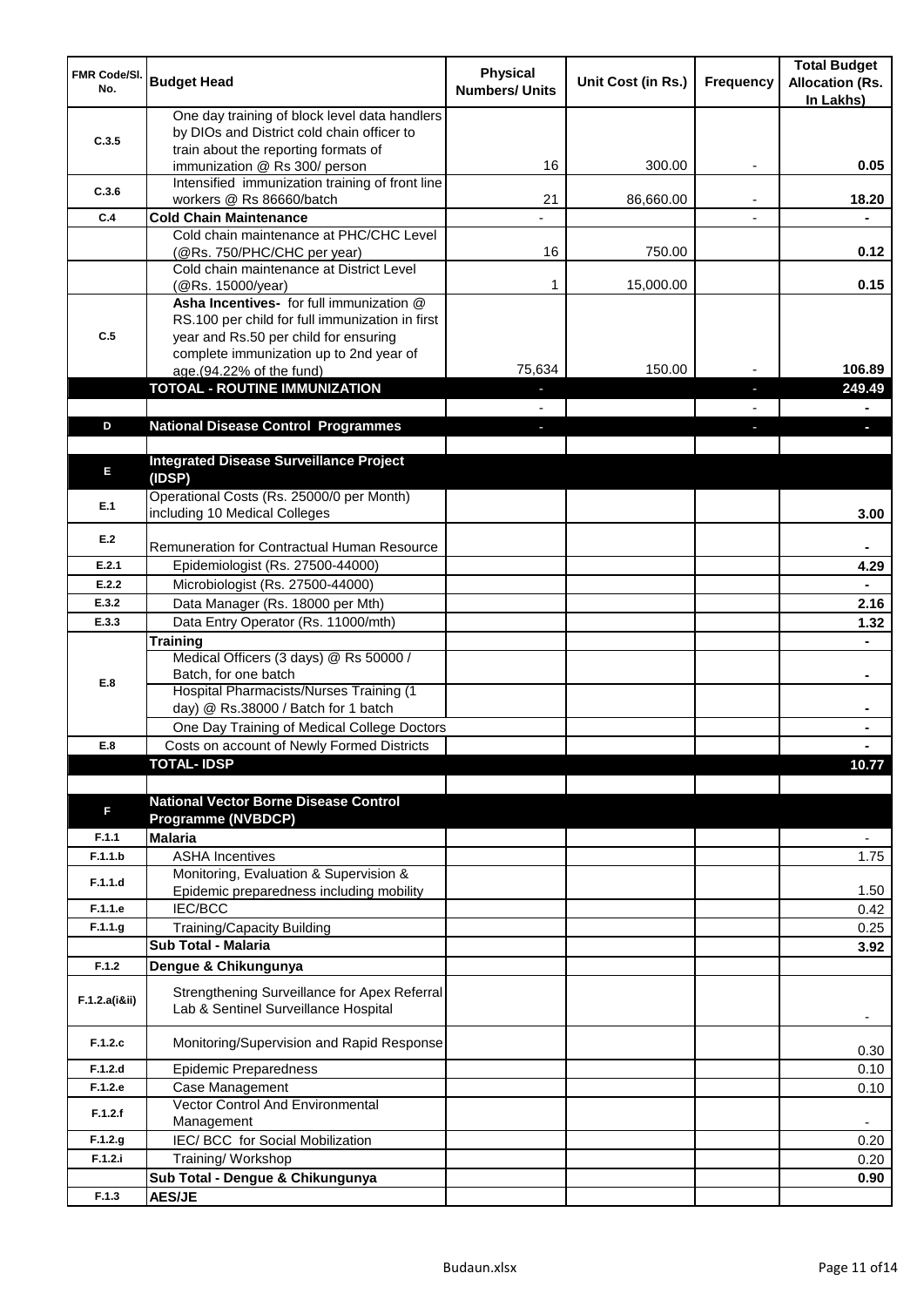| FMR Code/Sl. No. | Budget Head | Physical Numbers/ Units | Unit Cost (in Rs.) | Frequency | Total Budget Allocation (Rs. In Lakhs) |
|---|---|---|---|---|---|
| C.3.5 | One day training of block level data handlers by DIOs and District cold chain officer to train about the reporting formats of immunization @ Rs 300/ person | 16 | 300.00 | - | 0.05 |
| C.3.6 | Intensified immunization training of front line workers @ Rs 86660/batch | 21 | 86,660.00 | - | 18.20 |
| C.4 | **Cold Chain Maintenance** | - | | - | - |
| | Cold chain maintenance at PHC/CHC Level (@Rs. 750/PHC/CHC per year) | 16 | 750.00 | | 0.12 |
| | Cold chain maintenance at District Level (@Rs. 15000/year) | 1 | 15,000.00 | | 0.15 |
| C.5 | **Asha Incentives-** for full immunization @ RS.100 per child for full immunization in first year and Rs.50 per child for ensuring complete immunization up to 2nd year of age.(94.22% of the fund) | 75,634 | 150.00 | - | 106.89 |
| | **TOTOAL - ROUTINE IMMUNIZATION** | - | | - | **249.49** |
| | | - | | - | - |
| **D** | **National Disease Control Programmes** | - | | - | - |
| | | | | | |
| **E** | **Integrated Disease Surveillance Project (IDSP)** | | | | |
| E.1 | Operational Costs (Rs. 25000/0 per Month) including 10 Medical Colleges | | | | 3.00 |
| E.2 | Remuneration for Contractual Human Resource | | | | - |
| E.2.1 | Epidemiologist (Rs. 27500-44000) | | | | 4.29 |
| E.2.2 | Microbiologist (Rs. 27500-44000) | | | | - |
| E.3.2 | Data Manager (Rs. 18000 per Mth) | | | | 2.16 |
| E.3.3 | Data Entry Operator (Rs. 11000/mth) | | | | 1.32 |
| | **Training** | | | | - |
| E.8 | Medical Officers (3 days) @ Rs 50000 / Batch, for one batch | | | | - |
| | Hospital Pharmacists/Nurses Training (1 day) @ Rs.38000 / Batch for 1 batch | | | | - |
| | One Day Training of Medical College Doctors | | | | - |
| E.8 | Costs on account of Newly Formed Districts | | | | - |
| | **TOTAL- IDSP** | | | | **10.77** |
| | | | | | |
| **F** | **National Vector Borne Disease Control Programme (NVBDCP)** | | | | |
| F.1.1 | **Malaria** | | | | - |
| F.1.1.b | ASHA Incentives | | | | 1.75 |
| F.1.1.d | Monitoring, Evaluation & Supervision & Epidemic preparedness including mobility | | | | 1.50 |
| F.1.1.e | IEC/BCC | | | | 0.42 |
| F.1.1.g | Training/Capacity Building | | | | 0.25 |
| | **Sub Total - Malaria** | | | | **3.92** |
| F.1.2 | **Dengue & Chikungunya** | | | | |
| F.1.2.a(i&ii) | Strengthening Surveillance for Apex Referral Lab & Sentinel Surveillance Hospital | | | | - |
| F.1.2.c | Monitoring/Supervision and Rapid Response | | | | 0.30 |
| F.1.2.d | Epidemic Preparedness | | | | 0.10 |
| F.1.2.e | Case Management | | | | 0.10 |
| F.1.2.f | Vector Control And Environmental Management | | | | - |
| F.1.2.g | IEC/ BCC for Social Mobilization | | | | 0.20 |
| F.1.2.i | Training/ Workshop | | | | 0.20 |
| | **Sub Total - Dengue & Chikungunya** | | | | **0.90** |
| F.1.3 | **AES/JE** | | | | |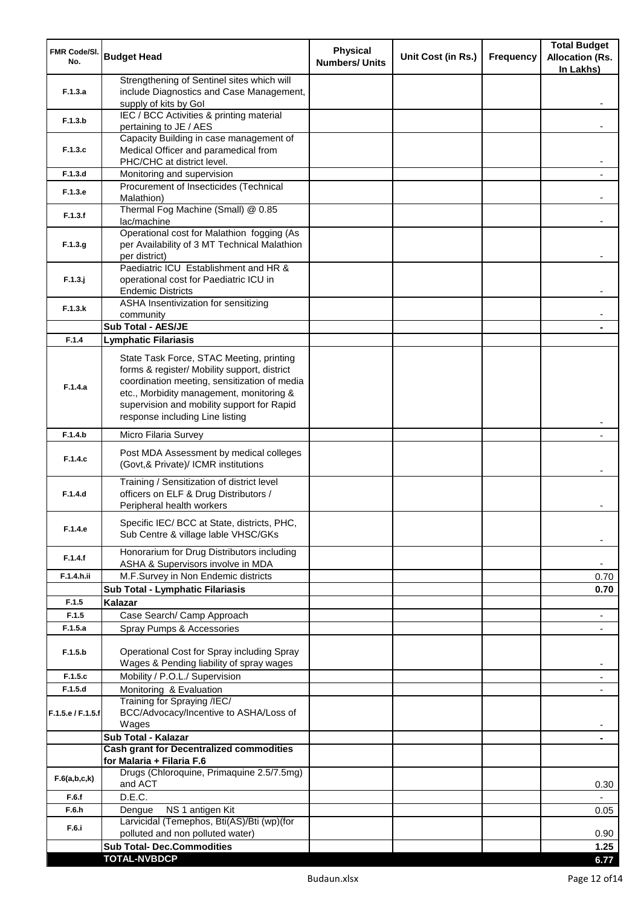| FMR Code/Sl. No. | Budget Head | Physical Numbers/ Units | Unit Cost (in Rs.) | Frequency | Total Budget Allocation (Rs. In Lakhs) |
|---|---|---|---|---|---|
| F.1.3.a | Strengthening of Sentinel sites which will include Diagnostics and Case Management, supply of kits by GoI | | | | - |
| F.1.3.b | IEC / BCC Activities & printing material pertaining to JE / AES | | | | - |
| F.1.3.c | Capacity Building in case management of Medical Officer and paramedical from PHC/CHC at district level. | | | | - |
| F.1.3.d | Monitoring and supervision | | | | - |
| F.1.3.e | Procurement of Insecticides (Technical Malathion) | | | | - |
| F.1.3.f | Thermal Fog Machine (Small) @ 0.85 lac/machine | | | | - |
| F.1.3.g | Operational cost for Malathion fogging (As per Availability of 3 MT Technical Malathion per district) | | | | - |
| F.1.3.j | Paediatric ICU Establishment and HR & operational cost for Paediatric ICU in Endemic Districts | | | | - |
| F.1.3.k | ASHA Insentivization for sensitizing community | | | | - |
| | **Sub Total - AES/JE** | | | | **-** |
| F.1.4 | **Lymphatic Filariasis** | | | | |
| F.1.4.a | State Task Force, STAC Meeting, printing forms & register/ Mobility support, district coordination meeting, sensitization of media etc., Morbidity management, monitoring & supervision and mobility support for Rapid response including Line listing | | | | - |
| F.1.4.b | Micro Filaria Survey | | | | - |
| F.1.4.c | Post MDA Assessment by medical colleges (Govt,& Private)/ ICMR institutions | | | | - |
| F.1.4.d | Training / Sensitization of district level officers on ELF & Drug Distributors / Peripheral health workers | | | | - |
| F.1.4.e | Specific IEC/ BCC at State, districts, PHC, Sub Centre & village lable VHSC/GKs | | | | - |
| F.1.4.f | Honorarium for Drug Distributors including ASHA & Supervisors involve in MDA | | | | - |
| F.1.4.h.ii | M.F.Survey in Non Endemic districts | | | | 0.70 |
| | **Sub Total - Lymphatic Filariasis** | | | | **0.70** |
| F.1.5 | **Kalazar** | | | | |
| F.1.5 | Case Search/ Camp Approach | | | | - |
| F.1.5.a | Spray Pumps & Accessories | | | | - |
| F.1.5.b | Operational Cost for Spray including Spray Wages & Pending liability of spray wages | | | | - |
| F.1.5.c | Mobility / P.O.L./ Supervision | | | | - |
| F.1.5.d | Monitoring & Evaluation | | | | - |
| F.1.5.e / F.1.5.f | Training for Spraying /IEC/ BCC/Advocacy/Incentive to ASHA/Loss of Wages | | | | - |
| | **Sub Total - Kalazar** | | | | **-** |
| | **Cash grant for Decentralized commodities for Malaria + Filaria F.6** | | | | |
| F.6(a,b,c,k) | Drugs (Chloroquine, Primaquine 2.5/7.5mg) and ACT | | | | 0.30 |
| F.6.f | D.E.C. | | | | - |
| F.6.h | Dengue NS 1 antigen Kit | | | | 0.05 |
| F.6.i | Larvicidal (Temephos, Bti(AS)/Bti (wp)(for polluted and non polluted water) | | | | 0.90 |
| | **Sub Total- Dec.Commodities** | | | | **1.25** |
| | **TOTAL-NVBDCP** | | | | **6.77** |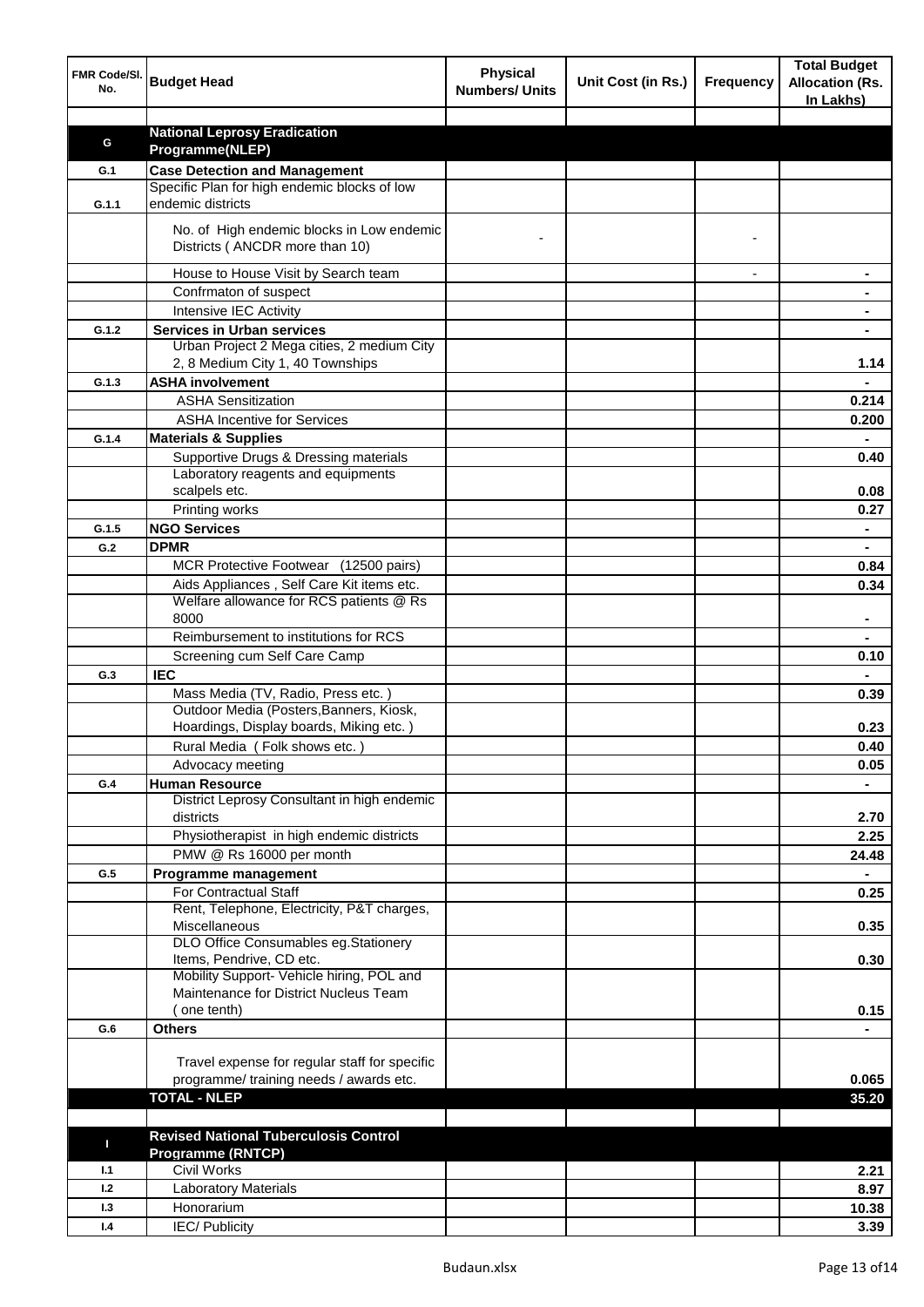| FMR Code/Sl. No. | Budget Head | Physical Numbers/ Units | Unit Cost (in Rs.) | Frequency | Total Budget Allocation (Rs. In Lakhs) |
|---|---|---|---|---|---|
| | | | | | |
| **G** | **National Leprosy Eradication Programme(NLEP)** | | | | |
| **G.1** | **Case Detection and Management** | | | | |
| **G.1.1** | Specific Plan for high endemic blocks of low endemic districts | | | | |
| | No. of High endemic blocks in Low endemic Districts ( ANCDR more than 10) | - | | - | |
| | House to House Visit by Search team | | | - | - |
| | Confrmaton of suspect | | | | - |
| | Intensive IEC Activity | | | | - |
| **G.1.2** | **Services in Urban services** | | | | - |
| | Urban Project 2 Mega cities, 2 medium City 2, 8 Medium City 1, 40 Townships | | | | 1.14 |
| **G.1.3** | **ASHA involvement** | | | | - |
| | ASHA Sensitization | | | | 0.214 |
| | ASHA Incentive for Services | | | | 0.200 |
| **G.1.4** | **Materials & Supplies** | | | | - |
| | Supportive Drugs & Dressing materials | | | | 0.40 |
| | Laboratory reagents and equipments scalpels etc. | | | | 0.08 |
| | Printing works | | | | 0.27 |
| **G.1.5** | **NGO Services** | | | | - |
| **G.2** | **DPMR** | | | | - |
| | MCR Protective Footwear (12500 pairs) | | | | 0.84 |
| | Aids Appliances , Self Care Kit items etc. | | | | 0.34 |
| | Welfare allowance for RCS patients @ Rs 8000 | | | | - |
| | Reimbursement to institutions for RCS | | | | - |
| | Screening cum Self Care Camp | | | | 0.10 |
| **G.3** | **IEC** | | | | - |
| | Mass Media (TV, Radio, Press etc. ) | | | | 0.39 |
| | Outdoor Media (Posters,Banners, Kiosk, Hoardings, Display boards, Miking etc. ) | | | | 0.23 |
| | Rural Media ( Folk shows etc. ) | | | | 0.40 |
| | Advocacy meeting | | | | 0.05 |
| **G.4** | **Human Resource** | | | | - |
| | District Leprosy Consultant in high endemic districts | | | | 2.70 |
| | Physiotherapist in high endemic districts | | | | 2.25 |
| | PMW @ Rs 16000 per month | | | | 24.48 |
| **G.5** | **Programme management** | | | | - |
| | For Contractual Staff | | | | 0.25 |
| | Rent, Telephone, Electricity, P&T charges, Miscellaneous | | | | 0.35 |
| | DLO Office Consumables eg.Stationery Items, Pendrive, CD etc. | | | | 0.30 |
| | Mobility Support- Vehicle hiring, POL and Maintenance for District Nucleus Team ( one tenth) | | | | 0.15 |
| **G.6** | **Others** | | | | - |
| | Travel expense for regular staff for specific programme/ training needs / awards etc. | | | | 0.065 |
| | **TOTAL - NLEP** | | | | **35.20** |
| | | | | | |
| **I** | **Revised National Tuberculosis Control Programme (RNTCP)** | | | | |
| **I.1** | Civil Works | | | | 2.21 |
| **I.2** | Laboratory Materials | | | | 8.97 |
| **I.3** | Honorarium | | | | 10.38 |
| **I.4** | IEC/ Publicity | | | | 3.39 |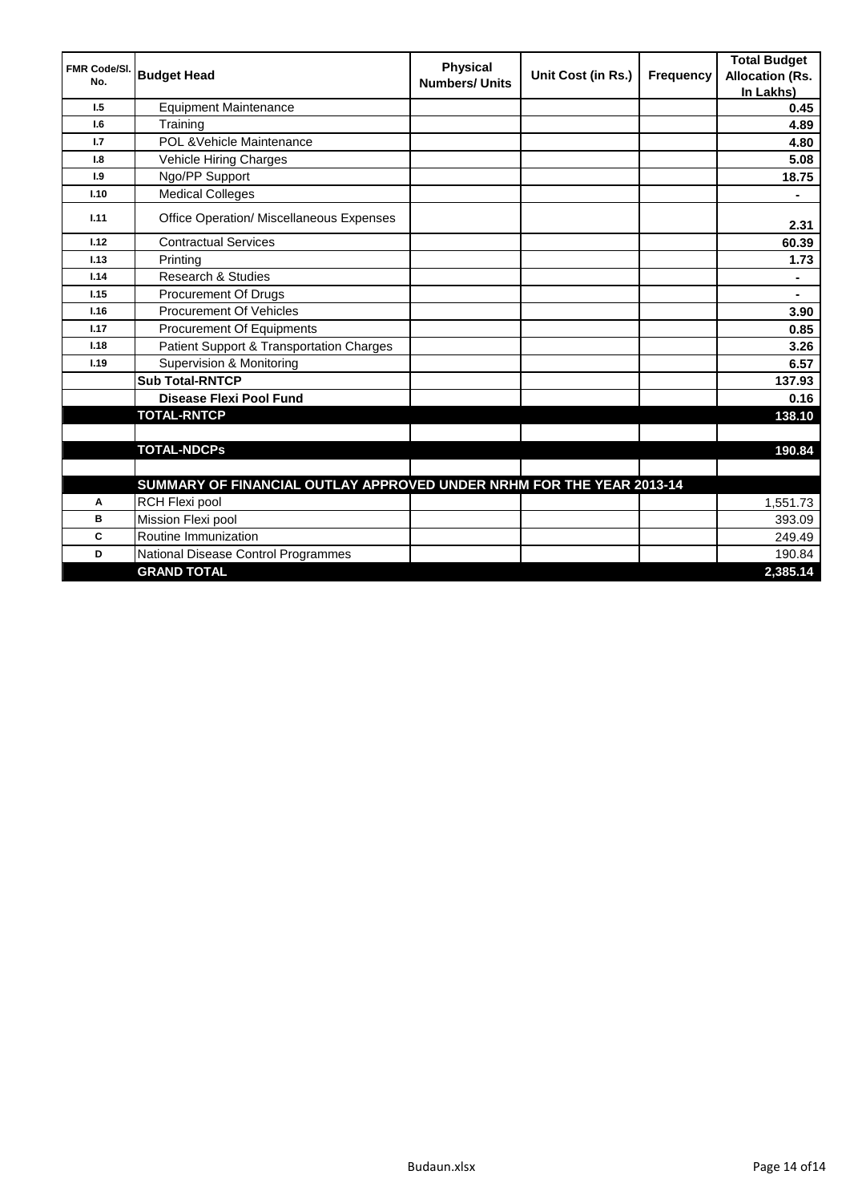| FMR Code/Sl. No. | Budget Head | Physical Numbers/ Units | Unit Cost (in Rs.) | Frequency | Total Budget Allocation (Rs. In Lakhs) |
|---|---|---|---|---|---|
| I.5 | Equipment Maintenance | | | | 0.45 |
| I.6 | Training | | | | 4.89 |
| I.7 | POL &Vehicle Maintenance | | | | 4.80 |
| I.8 | Vehicle Hiring Charges | | | | 5.08 |
| I.9 | Ngo/PP Support | | | | 18.75 |
| I.10 | Medical Colleges | | | | - |
| I.11 | Office Operation/ Miscellaneous Expenses | | | | 2.31 |
| I.12 | Contractual Services | | | | 60.39 |
| I.13 | Printing | | | | 1.73 |
| I.14 | Research & Studies | | | | - |
| I.15 | Procurement Of Drugs | | | | - |
| I.16 | Procurement Of Vehicles | | | | 3.90 |
| I.17 | Procurement Of Equipments | | | | 0.85 |
| I.18 | Patient Support & Transportation Charges | | | | 3.26 |
| I.19 | Supervision & Monitoring | | | | 6.57 |
| | **Sub Total-RNTCP** | | | | **137.93** |
| | **Disease Flexi Pool Fund** | | | | **0.16** |
| | **TOTAL-RNTCP** | | | | **138.10** |
| | | | | | |
| | **TOTAL-NDCPs** | | | | **190.84** |
| | | | | | |
| | **SUMMARY OF FINANCIAL OUTLAY APPROVED UNDER NRHM FOR THE YEAR 2013-14** | | | | |
| A | RCH Flexi pool | | | | 1,551.73 |
| B | Mission Flexi pool | | | | 393.09 |
| C | Routine Immunization | | | | 249.49 |
| D | National Disease Control Programmes | | | | 190.84 |
| | **GRAND TOTAL** | | | | **2,385.14** |